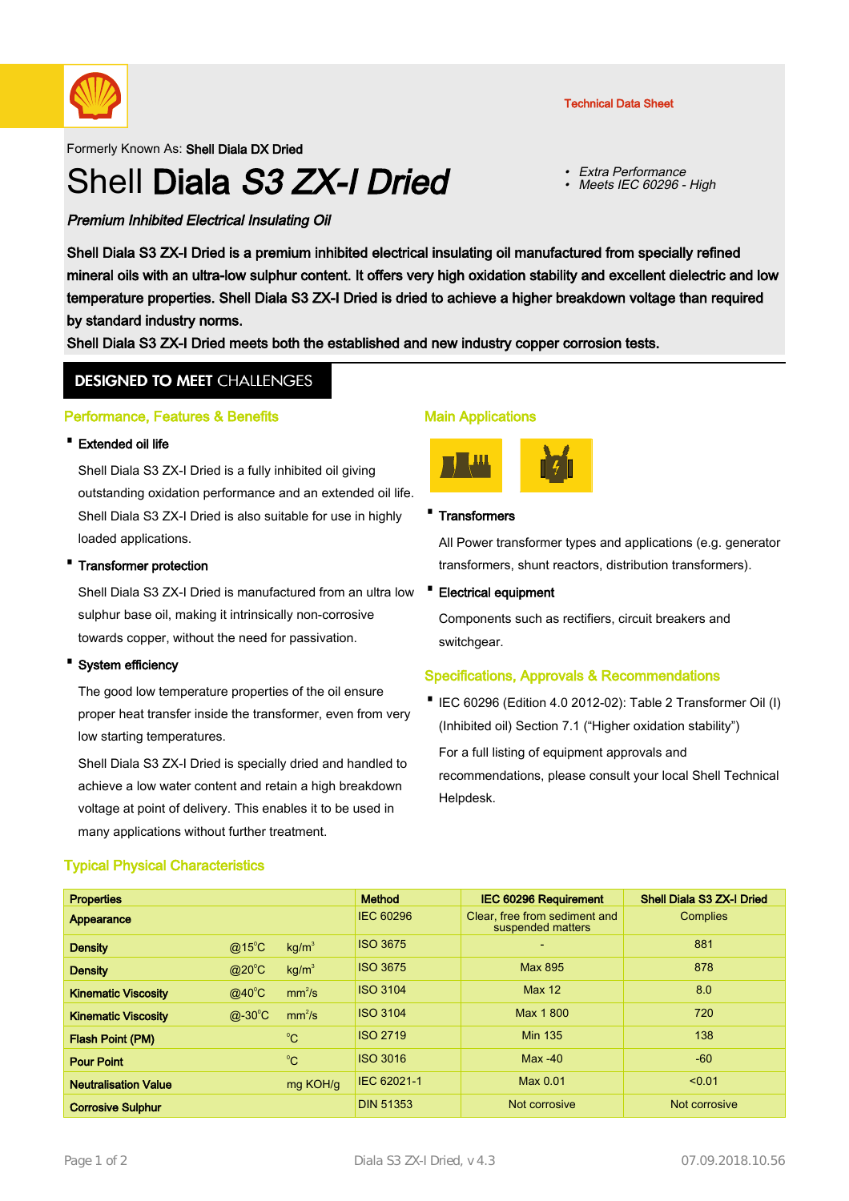Technical Data Sheet

Formerly Known As: **Shell Diala DX Dried**

# Shell **Diala *S3 ZX-I Dried***

- *Extra Performance*
- *Meets IEC 60296 - High*

***Premium Inhibited Electrical Insulating Oil***

**Shell Diala S3 ZX-I Dried is a premium inhibited electrical insulating oil manufactured from specially refined mineral oils with an ultra-low sulphur content. It offers very high oxidation stability and excellent dielectric and low temperature properties. Shell Diala S3 ZX-I Dried is dried to achieve a higher breakdown voltage than required by standard industry norms.**

**Shell Diala S3 ZX-I Dried meets both the established and new industry copper corrosion tests.**

## DESIGNED TO MEET CHALLENGES

### Performance, Features & Benefits

- **Extended oil life**

  Shell Diala S3 ZX-I Dried is a fully inhibited oil giving outstanding oxidation performance and an extended oil life. Shell Diala S3 ZX-I Dried is also suitable for use in highly loaded applications.

- **Transformer protection**

  Shell Diala S3 ZX-I Dried is manufactured from an ultra low sulphur base oil, making it intrinsically non-corrosive towards copper, without the need for passivation.

- **System efficiency**

  The good low temperature properties of the oil ensure proper heat transfer inside the transformer, even from very low starting temperatures.

  Shell Diala S3 ZX-I Dried is specially dried and handled to achieve a low water content and retain a high breakdown voltage at point of delivery. This enables it to be used in many applications without further treatment.

### Main Applications

- **Transformers**

  All Power transformer types and applications (e.g. generator transformers, shunt reactors, distribution transformers).

- **Electrical equipment**

  Components such as rectifiers, circuit breakers and switchgear.

### Specifications, Approvals & Recommendations

- IEC 60296 (Edition 4.0 2012-02): Table 2 Transformer Oil (I) (Inhibited oil) Section 7.1 ("Higher oxidation stability")

  For a full listing of equipment approvals and recommendations, please consult your local Shell Technical Helpdesk.

### Typical Physical Characteristics

| Properties | | | Method | IEC 60296 Requirement | Shell Diala S3 ZX-I Dried |
|---|---|---|---|---|---|
| Appearance | | | IEC 60296 | Clear, free from sediment and suspended matters | Complies |
| Density | @15°C | kg/m³ | ISO 3675 | - | 881 |
| Density | @20°C | kg/m³ | ISO 3675 | Max 895 | 878 |
| Kinematic Viscosity | @40°C | mm²/s | ISO 3104 | Max 12 | 8.0 |
| Kinematic Viscosity | @-30°C | mm²/s | ISO 3104 | Max 1 800 | 720 |
| Flash Point (PM) | | °C | ISO 2719 | Min 135 | 138 |
| Pour Point | | °C | ISO 3016 | Max -40 | -60 |
| Neutralisation Value | | mg KOH/g | IEC 62021-1 | Max 0.01 | <0.01 |
| Corrosive Sulphur | | | DIN 51353 | Not corrosive | Not corrosive |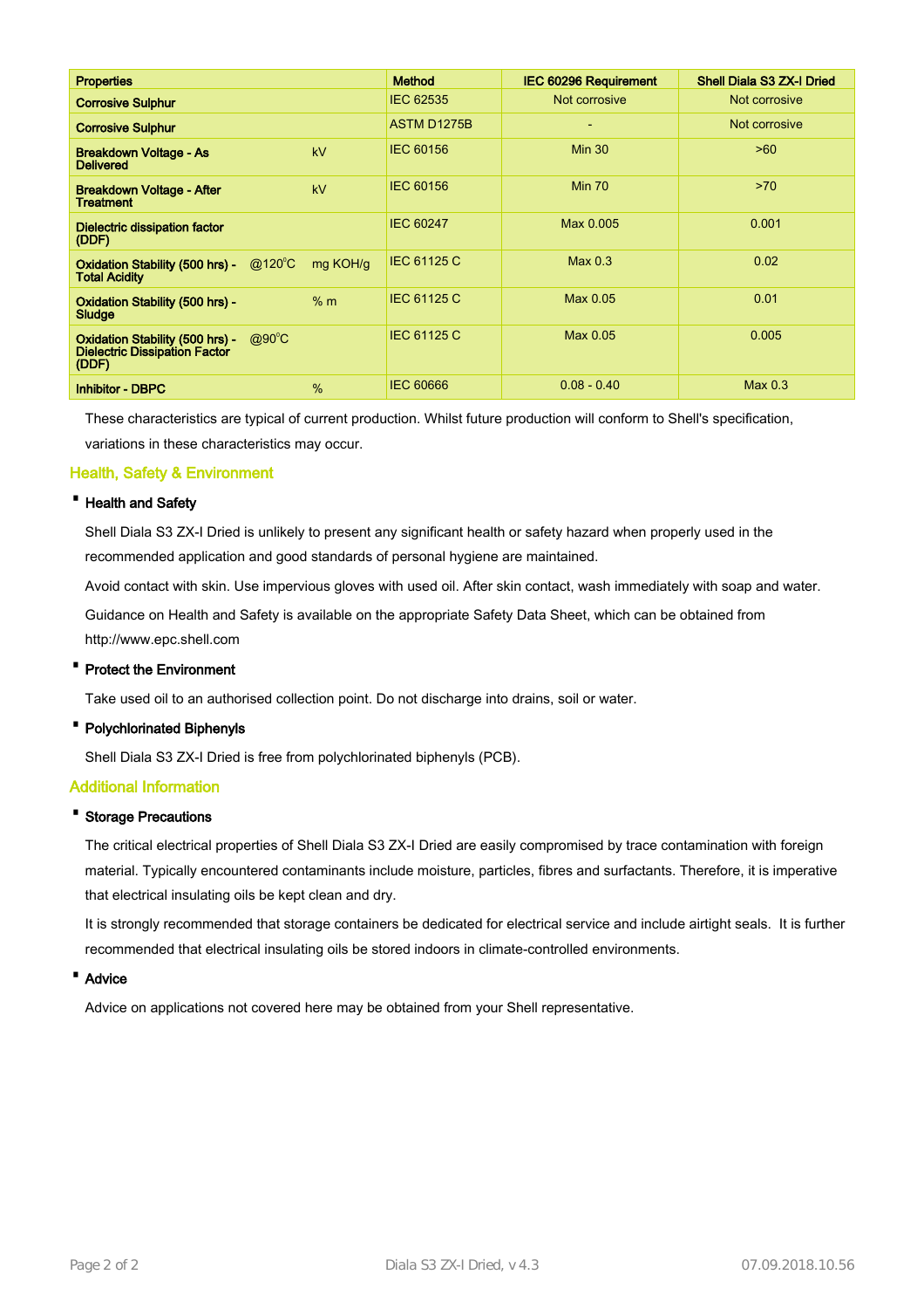| Properties | | | Method | IEC 60296 Requirement | Shell Diala S3 ZX-I Dried |
|---|---|---|---|---|---|
| **Corrosive Sulphur** | | | IEC 62535 | Not corrosive | Not corrosive |
| **Corrosive Sulphur** | | | ASTM D1275B | - | Not corrosive |
| **Breakdown Voltage - As Delivered** | | kV | IEC 60156 | Min 30 | >60 |
| **Breakdown Voltage - After Treatment** | | kV | IEC 60156 | Min 70 | >70 |
| **Dielectric dissipation factor (DDF)** | | | IEC 60247 | Max 0.005 | 0.001 |
| **Oxidation Stability (500 hrs) - Total Acidity** | @120°C | mg KOH/g | IEC 61125 C | Max 0.3 | 0.02 |
| **Oxidation Stability (500 hrs) - Sludge** | | % m | IEC 61125 C | Max 0.05 | 0.01 |
| **Oxidation Stability (500 hrs) - Dielectric Dissipation Factor (DDF)** | @90°C | | IEC 61125 C | Max 0.05 | 0.005 |
| **Inhibitor - DBPC** | | % | IEC 60666 | 0.08 - 0.40 | Max 0.3 |

These characteristics are typical of current production. Whilst future production will conform to Shell's specification, variations in these characteristics may occur.

## Health, Safety & Environment

- **Health and Safety**

Shell Diala S3 ZX-I Dried is unlikely to present any significant health or safety hazard when properly used in the recommended application and good standards of personal hygiene are maintained.

Avoid contact with skin. Use impervious gloves with used oil. After skin contact, wash immediately with soap and water.

Guidance on Health and Safety is available on the appropriate Safety Data Sheet, which can be obtained from http://www.epc.shell.com

- **Protect the Environment**

Take used oil to an authorised collection point. Do not discharge into drains, soil or water.

- **Polychlorinated Biphenyls**

Shell Diala S3 ZX-I Dried is free from polychlorinated biphenyls (PCB).

## Additional Information

- **Storage Precautions**

The critical electrical properties of Shell Diala S3 ZX-I Dried are easily compromised by trace contamination with foreign material. Typically encountered contaminants include moisture, particles, fibres and surfactants. Therefore, it is imperative that electrical insulating oils be kept clean and dry.

It is strongly recommended that storage containers be dedicated for electrical service and include airtight seals. It is further recommended that electrical insulating oils be stored indoors in climate-controlled environments.

- **Advice**

Advice on applications not covered here may be obtained from your Shell representative.